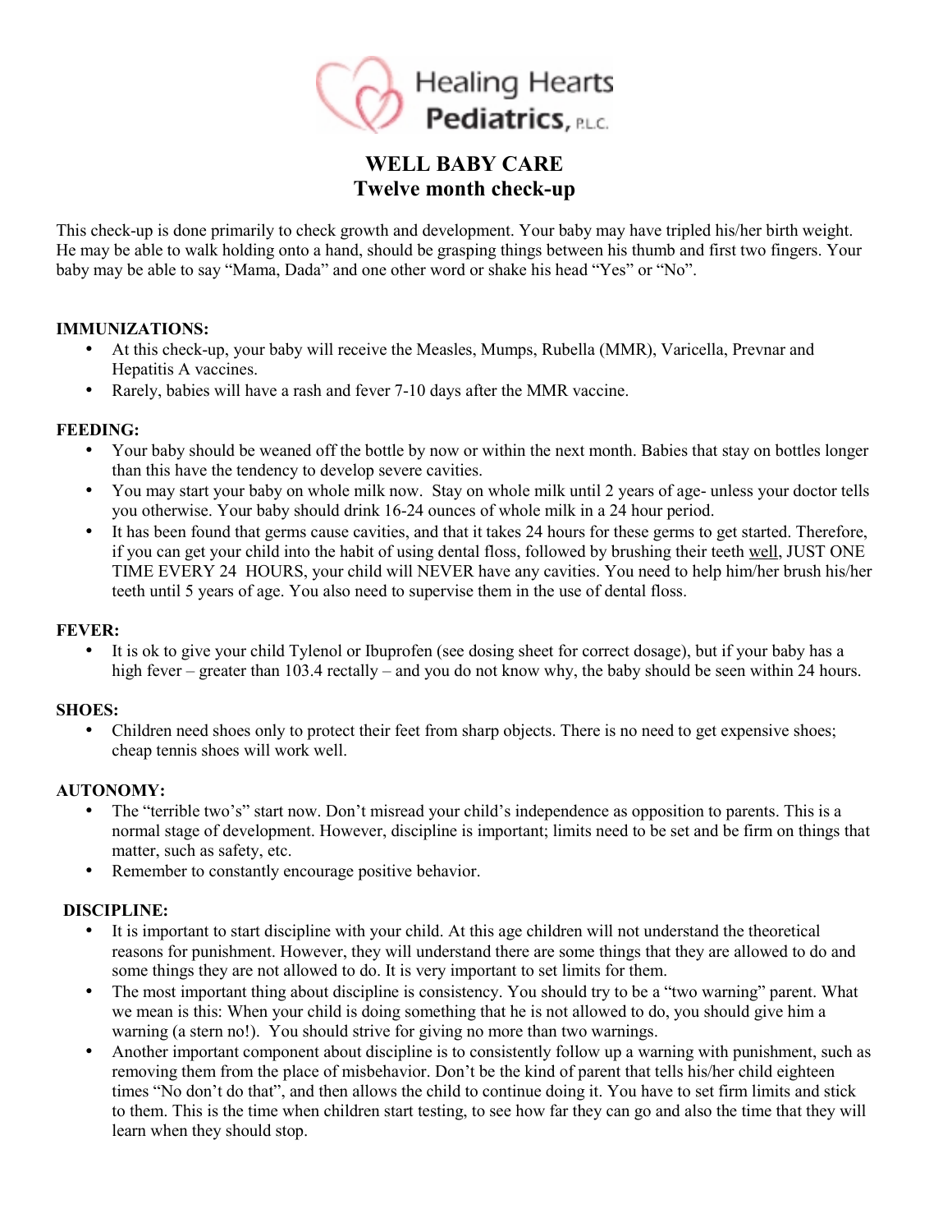Healing Hearts Pediatrics, P.L.C.

# WELL BABY CARE
## Twelve month check-up

This check-up is done primarily to check growth and development. Your baby may have tripled his/her birth weight. He may be able to walk holding onto a hand, should be grasping things between his thumb and first two fingers. Your baby may be able to say "Mama, Dada" and one other word or shake his head "Yes" or "No".

**IMMUNIZATIONS:**

- At this check-up, your baby will receive the Measles, Mumps, Rubella (MMR), Varicella, Prevnar and Hepatitis A vaccines.
- Rarely, babies will have a rash and fever 7-10 days after the MMR vaccine.

**FEEDING:**

- Your baby should be weaned off the bottle by now or within the next month. Babies that stay on bottles longer than this have the tendency to develop severe cavities.
- You may start your baby on whole milk now. Stay on whole milk until 2 years of age- unless your doctor tells you otherwise. Your baby should drink 16-24 ounces of whole milk in a 24 hour period.
- It has been found that germs cause cavities, and that it takes 24 hours for these germs to get started. Therefore, if you can get your child into the habit of using dental floss, followed by brushing their teeth <u>well</u>, JUST ONE TIME EVERY 24 HOURS, your child will NEVER have any cavities. You need to help him/her brush his/her teeth until 5 years of age. You also need to supervise them in the use of dental floss.

**FEVER:**

- It is ok to give your child Tylenol or Ibuprofen (see dosing sheet for correct dosage), but if your baby has a high fever – greater than 103.4 rectally – and you do not know why, the baby should be seen within 24 hours.

**SHOES:**

- Children need shoes only to protect their feet from sharp objects. There is no need to get expensive shoes; cheap tennis shoes will work well.

**AUTONOMY:**

- The "terrible two's" start now. Don't misread your child's independence as opposition to parents. This is a normal stage of development. However, discipline is important; limits need to be set and be firm on things that matter, such as safety, etc.
- Remember to constantly encourage positive behavior.

**DISCIPLINE:**

- It is important to start discipline with your child. At this age children will not understand the theoretical reasons for punishment. However, they will understand there are some things that they are allowed to do and some things they are not allowed to do. It is very important to set limits for them.
- The most important thing about discipline is consistency. You should try to be a "two warning" parent. What we mean is this: When your child is doing something that he is not allowed to do, you should give him a warning (a stern no!). You should strive for giving no more than two warnings.
- Another important component about discipline is to consistently follow up a warning with punishment, such as removing them from the place of misbehavior. Don't be the kind of parent that tells his/her child eighteen times "No don't do that", and then allows the child to continue doing it. You have to set firm limits and stick to them. This is the time when children start testing, to see how far they can go and also the time that they will learn when they should stop.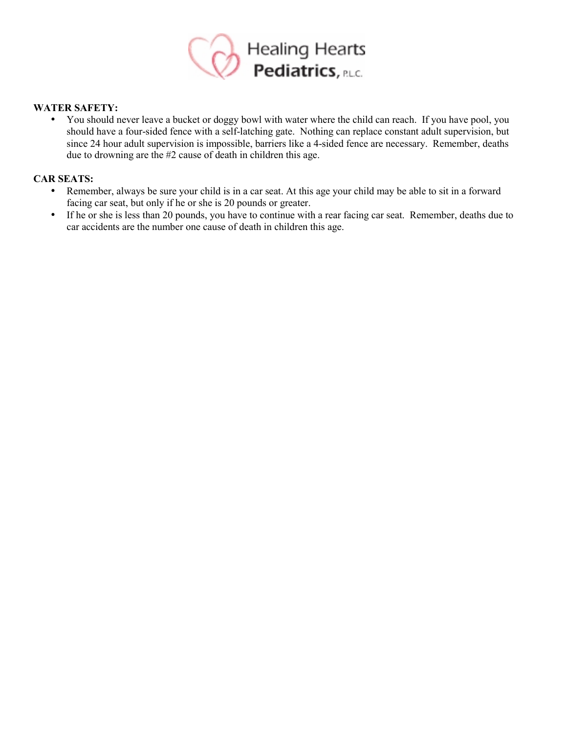Healing Hearts Pediatrics, P.L.C.

**WATER SAFETY:**

- You should never leave a bucket or doggy bowl with water where the child can reach. If you have pool, you should have a four-sided fence with a self-latching gate. Nothing can replace constant adult supervision, but since 24 hour adult supervision is impossible, barriers like a 4-sided fence are necessary. Remember, deaths due to drowning are the #2 cause of death in children this age.

**CAR SEATS:**

- Remember, always be sure your child is in a car seat. At this age your child may be able to sit in a forward facing car seat, but only if he or she is 20 pounds or greater.
- If he or she is less than 20 pounds, you have to continue with a rear facing car seat. Remember, deaths due to car accidents are the number one cause of death in children this age.